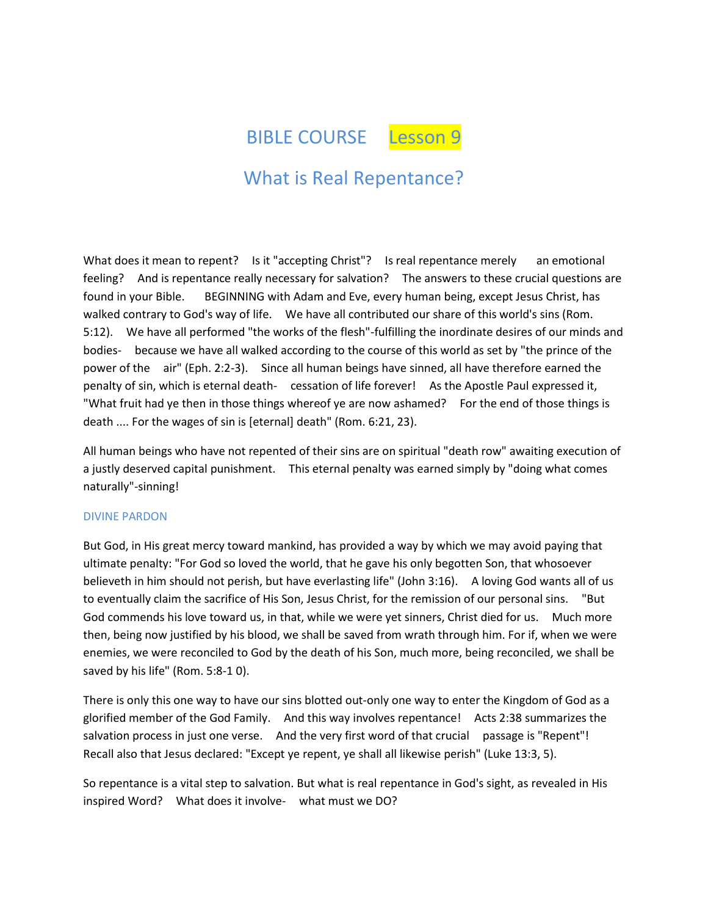# BIBLE COURSE Lesson 9

## What is Real Repentance?

What does it mean to repent? Is it "accepting Christ"? Is real repentance merely an emotional feeling? And is repentance really necessary for salvation? The answers to these crucial questions are found in your Bible. BEGINNING with Adam and Eve, every human being, except Jesus Christ, has walked contrary to God's way of life. We have all contributed our share of this world's sins (Rom. 5:12). We have all performed "the works of the flesh"-fulfilling the inordinate desires of our minds and bodies- because we have all walked according to the course of this world as set by "the prince of the power of the air" (Eph. 2:2-3). Since all human beings have sinned, all have therefore earned the penalty of sin, which is eternal death- cessation of life forever! As the Apostle Paul expressed it, "What fruit had ye then in those things whereof ye are now ashamed? For the end of those things is death .... For the wages of sin is [eternal] death" (Rom. 6:21, 23).

All human beings who have not repented of their sins are on spiritual "death row" awaiting execution of a justly deserved capital punishment. This eternal penalty was earned simply by "doing what comes naturally"-sinning!

### DIVINE PARDON

But God, in His great mercy toward mankind, has provided a way by which we may avoid paying that ultimate penalty: "For God so loved the world, that he gave his only begotten Son, that whosoever believeth in him should not perish, but have everlasting life" (John 3:16). A loving God wants all of us to eventually claim the sacrifice of His Son, Jesus Christ, for the remission of our personal sins. "But God commends his love toward us, in that, while we were yet sinners, Christ died for us. Much more then, being now justified by his blood, we shall be saved from wrath through him. For if, when we were enemies, we were reconciled to God by the death of his Son, much more, being reconciled, we shall be saved by his life" (Rom. 5:8-1 0).

There is only this one way to have our sins blotted out-only one way to enter the Kingdom of God as a glorified member of the God Family. And this way involves repentance! Acts 2:38 summarizes the salvation process in just one verse. And the very first word of that crucial passage is "Repent"! Recall also that Jesus declared: "Except ye repent, ye shall all likewise perish" (Luke 13:3, 5).

So repentance is a vital step to salvation. But what is real repentance in God's sight, as revealed in His inspired Word? What does it involve- what must we DO?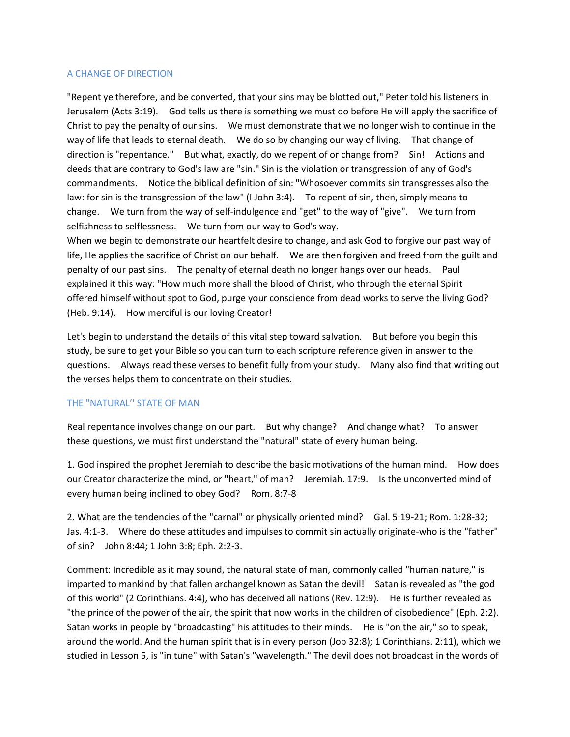## A CHANGE OF DIRECTION

"Repent ye therefore, and be converted, that your sins may be blotted out," Peter told his listeners in Jerusalem (Acts 3:19). God tells us there is something we must do before He will apply the sacrifice of Christ to pay the penalty of our sins. We must demonstrate that we no longer wish to continue in the way of life that leads to eternal death. We do so by changing our way of living. That change of direction is "repentance." But what, exactly, do we repent of or change from? Sin! Actions and deeds that are contrary to God's law are "sin." Sin is the violation or transgression of any of God's commandments. Notice the biblical definition of sin: "Whosoever commits sin transgresses also the law: for sin is the transgression of the law" (I John 3:4). To repent of sin, then, simply means to change. We turn from the way of self-indulgence and "get" to the way of "give". We turn from selfishness to selflessness. We turn from our way to God's way.

When we begin to demonstrate our heartfelt desire to change, and ask God to forgive our past way of life, He applies the sacrifice of Christ on our behalf. We are then forgiven and freed from the guilt and penalty of our past sins. The penalty of eternal death no longer hangs over our heads. Paul explained it this way: "How much more shall the blood of Christ, who through the eternal Spirit offered himself without spot to God, purge your conscience from dead works to serve the living God? (Heb. 9:14). How merciful is our loving Creator!

Let's begin to understand the details of this vital step toward salvation. But before you begin this study, be sure to get your Bible so you can turn to each scripture reference given in answer to the questions. Always read these verses to benefit fully from your study. Many also find that writing out the verses helps them to concentrate on their studies.

## THE "NATURAL'' STATE OF MAN

Real repentance involves change on our part. But why change? And change what? To answer these questions, we must first understand the "natural" state of every human being.

1. God inspired the prophet Jeremiah to describe the basic motivations of the human mind. How does our Creator characterize the mind, or "heart," of man? Jeremiah. 17:9. Is the unconverted mind of every human being inclined to obey God? Rom. 8:7-8

2. What are the tendencies of the "carnal" or physically oriented mind? Gal. 5:19-21; Rom. 1:28-32; Jas. 4:1-3. Where do these attitudes and impulses to commit sin actually originate-who is the "father" of sin? John 8:44; 1 John 3:8; Eph. 2:2-3.

Comment: Incredible as it may sound, the natural state of man, commonly called "human nature," is imparted to mankind by that fallen archangel known as Satan the devil! Satan is revealed as "the god of this world" (2 Corinthians. 4:4), who has deceived all nations (Rev. 12:9). He is further revealed as "the prince of the power of the air, the spirit that now works in the children of disobedience" (Eph. 2:2). Satan works in people by "broadcasting" his attitudes to their minds. He is "on the air," so to speak, around the world. And the human spirit that is in every person (Job 32:8); 1 Corinthians. 2:11), which we studied in Lesson 5, is "in tune" with Satan's "wavelength." The devil does not broadcast in the words of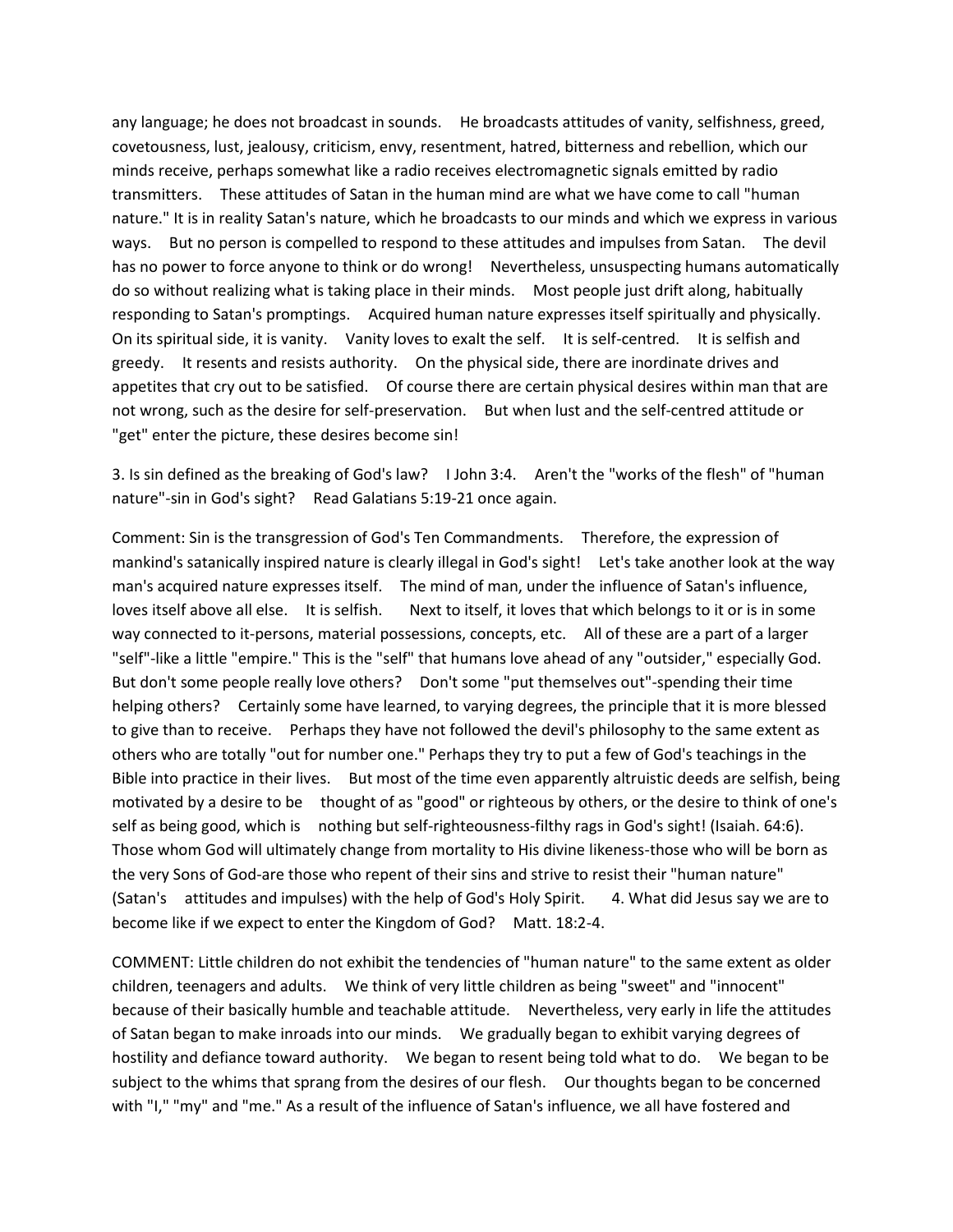any language; he does not broadcast in sounds. He broadcasts attitudes of vanity, selfishness, greed, covetousness, lust, jealousy, criticism, envy, resentment, hatred, bitterness and rebellion, which our minds receive, perhaps somewhat like a radio receives electromagnetic signals emitted by radio transmitters. These attitudes of Satan in the human mind are what we have come to call "human nature." It is in reality Satan's nature, which he broadcasts to our minds and which we express in various ways. But no person is compelled to respond to these attitudes and impulses from Satan. The devil has no power to force anyone to think or do wrong! Nevertheless, unsuspecting humans automatically do so without realizing what is taking place in their minds. Most people just drift along, habitually responding to Satan's promptings. Acquired human nature expresses itself spiritually and physically. On its spiritual side, it is vanity. Vanity loves to exalt the self. It is self-centred. It is selfish and greedy. It resents and resists authority. On the physical side, there are inordinate drives and appetites that cry out to be satisfied. Of course there are certain physical desires within man that are not wrong, such as the desire for self-preservation. But when lust and the self-centred attitude or "get" enter the picture, these desires become sin!

3. Is sin defined as the breaking of God's law? I John 3:4. Aren't the "works of the flesh" of "human nature"-sin in God's sight? Read Galatians 5:19-21 once again.

Comment: Sin is the transgression of God's Ten Commandments. Therefore, the expression of mankind's satanically inspired nature is clearly illegal in God's sight! Let's take another look at the way man's acquired nature expresses itself. The mind of man, under the influence of Satan's influence, loves itself above all else. It is selfish. Next to itself, it loves that which belongs to it or is in some way connected to it-persons, material possessions, concepts, etc. All of these are a part of a larger "self"-like a little "empire." This is the "self" that humans love ahead of any "outsider," especially God. But don't some people really love others? Don't some "put themselves out"-spending their time helping others? Certainly some have learned, to varying degrees, the principle that it is more blessed to give than to receive. Perhaps they have not followed the devil's philosophy to the same extent as others who are totally "out for number one." Perhaps they try to put a few of God's teachings in the Bible into practice in their lives. But most of the time even apparently altruistic deeds are selfish, being motivated by a desire to be thought of as "good" or righteous by others, or the desire to think of one's self as being good, which is nothing but self-righteousness-filthy rags in God's sight! (Isaiah. 64:6). Those whom God will ultimately change from mortality to His divine likeness-those who will be born as the very Sons of God-are those who repent of their sins and strive to resist their "human nature" (Satan's attitudes and impulses) with the help of God's Holy Spirit. 4. What did Jesus say we are to become like if we expect to enter the Kingdom of God? Matt. 18:2-4.

COMMENT: Little children do not exhibit the tendencies of "human nature" to the same extent as older children, teenagers and adults. We think of very little children as being "sweet" and "innocent" because of their basically humble and teachable attitude. Nevertheless, very early in life the attitudes of Satan began to make inroads into our minds. We gradually began to exhibit varying degrees of hostility and defiance toward authority. We began to resent being told what to do. We began to be subject to the whims that sprang from the desires of our flesh. Our thoughts began to be concerned with "I," "my" and "me." As a result of the influence of Satan's influence, we all have fostered and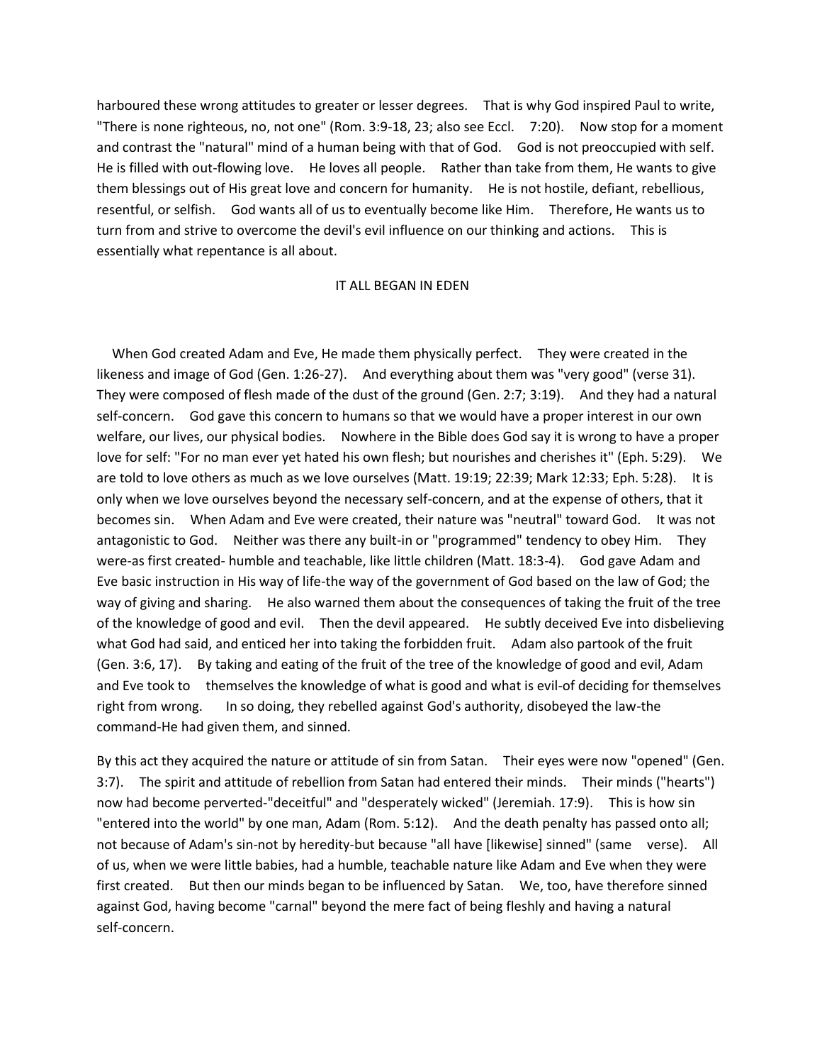harboured these wrong attitudes to greater or lesser degrees. That is why God inspired Paul to write, "There is none righteous, no, not one" (Rom. 3:9-18, 23; also see Eccl. 7:20). Now stop for a moment and contrast the "natural" mind of a human being with that of God. God is not preoccupied with self. He is filled with out-flowing love. He loves all people. Rather than take from them, He wants to give them blessings out of His great love and concern for humanity. He is not hostile, defiant, rebellious, resentful, or selfish. God wants all of us to eventually become like Him. Therefore, He wants us to turn from and strive to overcome the devil's evil influence on our thinking and actions. This is essentially what repentance is all about.

## IT ALL BEGAN IN EDEN

When God created Adam and Eve, He made them physically perfect. They were created in the likeness and image of God (Gen. 1:26-27). And everything about them was "very good" (verse 31). They were composed of flesh made of the dust of the ground (Gen. 2:7; 3:19). And they had a natural self-concern. God gave this concern to humans so that we would have a proper interest in our own welfare, our lives, our physical bodies. Nowhere in the Bible does God say it is wrong to have a proper love for self: "For no man ever yet hated his own flesh; but nourishes and cherishes it" (Eph. 5:29). We are told to love others as much as we love ourselves (Matt. 19:19; 22:39; Mark 12:33; Eph. 5:28). It is only when we love ourselves beyond the necessary self-concern, and at the expense of others, that it becomes sin. When Adam and Eve were created, their nature was "neutral" toward God. It was not antagonistic to God. Neither was there any built-in or "programmed" tendency to obey Him. They were-as first created- humble and teachable, like little children (Matt. 18:3-4). God gave Adam and Eve basic instruction in His way of life-the way of the government of God based on the law of God; the way of giving and sharing. He also warned them about the consequences of taking the fruit of the tree of the knowledge of good and evil. Then the devil appeared. He subtly deceived Eve into disbelieving what God had said, and enticed her into taking the forbidden fruit. Adam also partook of the fruit (Gen. 3:6, 17). By taking and eating of the fruit of the tree of the knowledge of good and evil, Adam and Eve took to themselves the knowledge of what is good and what is evil-of deciding for themselves right from wrong. In so doing, they rebelled against God's authority, disobeyed the law-the command-He had given them, and sinned.

By this act they acquired the nature or attitude of sin from Satan. Their eyes were now "opened" (Gen. 3:7). The spirit and attitude of rebellion from Satan had entered their minds. Their minds ("hearts") now had become perverted-"deceitful" and "desperately wicked" (Jeremiah. 17:9). This is how sin "entered into the world" by one man, Adam (Rom. 5:12). And the death penalty has passed onto all; not because of Adam's sin-not by heredity-but because "all have [likewise] sinned" (same verse). All of us, when we were little babies, had a humble, teachable nature like Adam and Eve when they were first created. But then our minds began to be influenced by Satan. We, too, have therefore sinned against God, having become "carnal" beyond the mere fact of being fleshly and having a natural self-concern.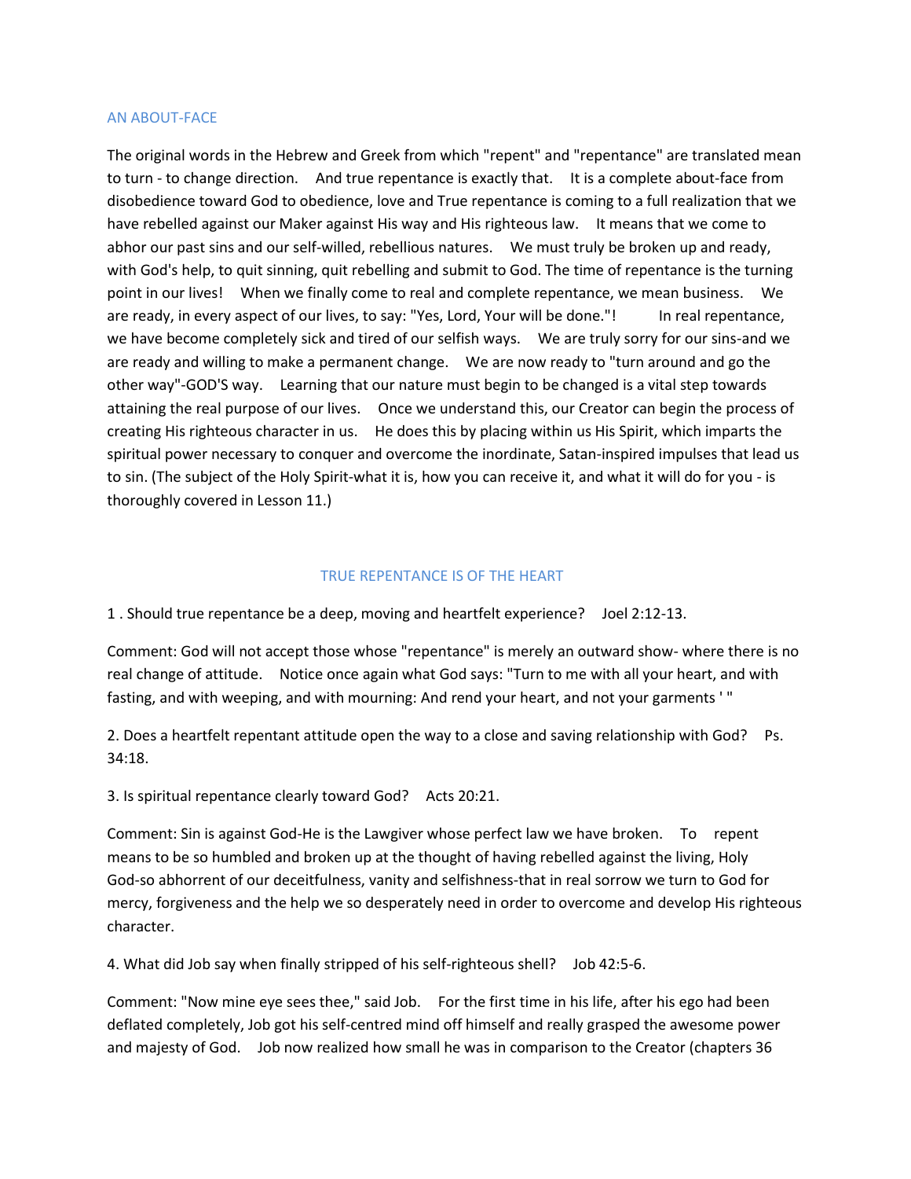## AN ABOUT-FACE

The original words in the Hebrew and Greek from which "repent" and "repentance" are translated mean to turn - to change direction. And true repentance is exactly that. It is a complete about-face from disobedience toward God to obedience, love and True repentance is coming to a full realization that we have rebelled against our Maker against His way and His righteous law. It means that we come to abhor our past sins and our self-willed, rebellious natures. We must truly be broken up and ready, with God's help, to quit sinning, quit rebelling and submit to God. The time of repentance is the turning point in our lives! When we finally come to real and complete repentance, we mean business. We are ready, in every aspect of our lives, to say: "Yes, Lord, Your will be done."! In real repentance, we have become completely sick and tired of our selfish ways. We are truly sorry for our sins-and we are ready and willing to make a permanent change. We are now ready to "turn around and go the other way"-GOD'S way. Learning that our nature must begin to be changed is a vital step towards attaining the real purpose of our lives. Once we understand this, our Creator can begin the process of creating His righteous character in us. He does this by placing within us His Spirit, which imparts the spiritual power necessary to conquer and overcome the inordinate, Satan-inspired impulses that lead us to sin. (The subject of the Holy Spirit-what it is, how you can receive it, and what it will do for you - is thoroughly covered in Lesson 11.)

## TRUE REPENTANCE IS OF THE HEART

1 . Should true repentance be a deep, moving and heartfelt experience? Joel 2:12-13.

Comment: God will not accept those whose "repentance" is merely an outward show- where there is no real change of attitude. Notice once again what God says: "Turn to me with all your heart, and with fasting, and with weeping, and with mourning: And rend your heart, and not your garments ' "

2. Does a heartfelt repentant attitude open the way to a close and saving relationship with God? Ps. 34:18.

3. Is spiritual repentance clearly toward God? Acts 20:21.

Comment: Sin is against God-He is the Lawgiver whose perfect law we have broken. To repent means to be so humbled and broken up at the thought of having rebelled against the living, Holy God-so abhorrent of our deceitfulness, vanity and selfishness-that in real sorrow we turn to God for mercy, forgiveness and the help we so desperately need in order to overcome and develop His righteous character.

4. What did Job say when finally stripped of his self-righteous shell? Job 42:5-6.

Comment: "Now mine eye sees thee," said Job. For the first time in his life, after his ego had been deflated completely, Job got his self-centred mind off himself and really grasped the awesome power and majesty of God. Job now realized how small he was in comparison to the Creator (chapters 36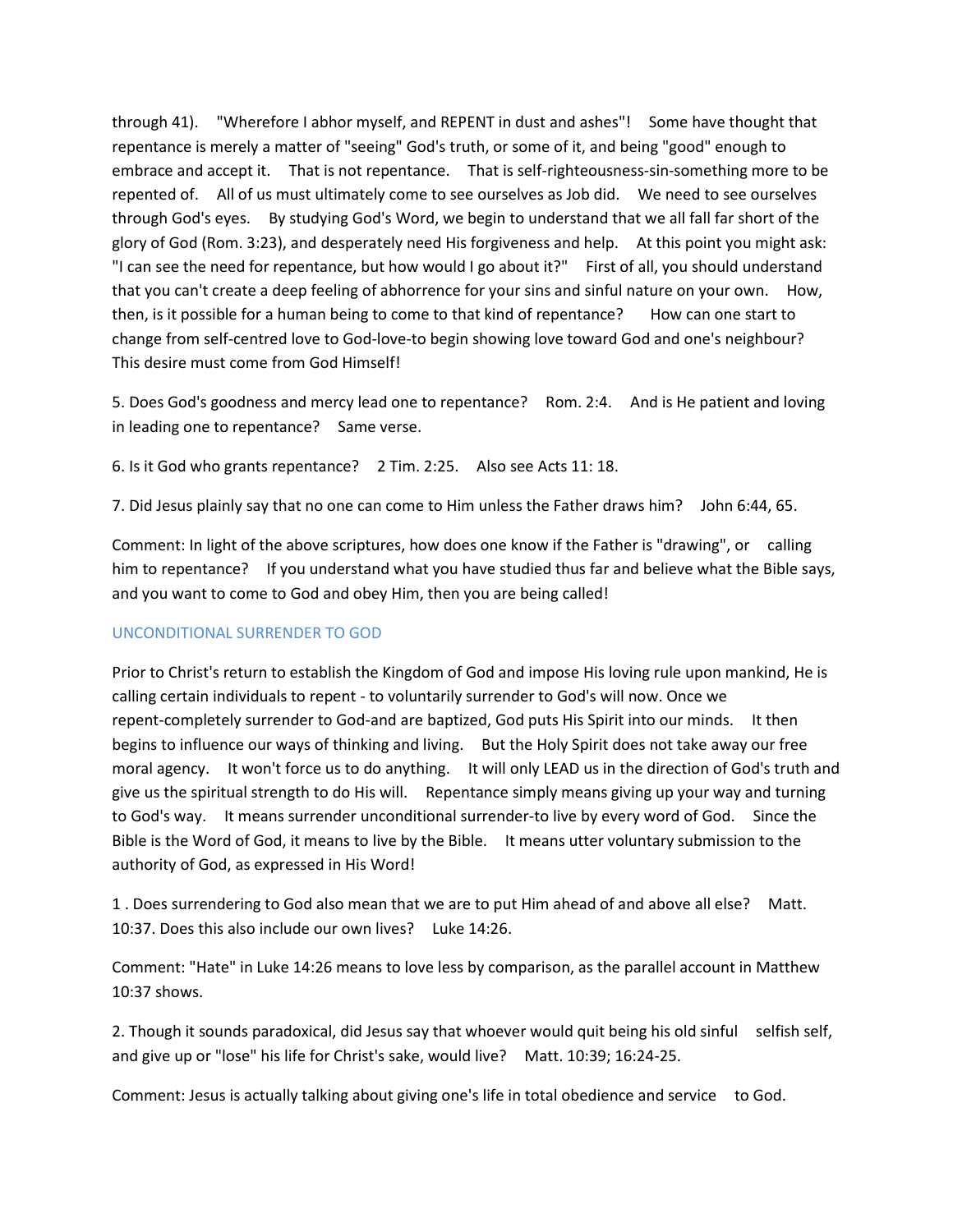through 41). "Wherefore I abhor myself, and REPENT in dust and ashes"! Some have thought that repentance is merely a matter of "seeing" God's truth, or some of it, and being "good" enough to embrace and accept it. That is not repentance. That is self-righteousness-sin-something more to be repented of. All of us must ultimately come to see ourselves as Job did. We need to see ourselves through God's eyes. By studying God's Word, we begin to understand that we all fall far short of the glory of God (Rom. 3:23), and desperately need His forgiveness and help. At this point you might ask: "I can see the need for repentance, but how would I go about it?" First of all, you should understand that you can't create a deep feeling of abhorrence for your sins and sinful nature on your own. How, then, is it possible for a human being to come to that kind of repentance? How can one start to change from self-centred love to God-love-to begin showing love toward God and one's neighbour? This desire must come from God Himself!

5. Does God's goodness and mercy lead one to repentance? Rom. 2:4. And is He patient and loving in leading one to repentance? Same verse.

6. Is it God who grants repentance? 2 Tim. 2:25. Also see Acts 11: 18.

7. Did Jesus plainly say that no one can come to Him unless the Father draws him? John 6:44, 65.

Comment: In light of the above scriptures, how does one know if the Father is "drawing", or calling him to repentance? If you understand what you have studied thus far and believe what the Bible says, and you want to come to God and obey Him, then you are being called!

## UNCONDITIONAL SURRENDER TO GOD

Prior to Christ's return to establish the Kingdom of God and impose His loving rule upon mankind, He is calling certain individuals to repent - to voluntarily surrender to God's will now. Once we repent-completely surrender to God-and are baptized, God puts His Spirit into our minds. It then begins to influence our ways of thinking and living. But the Holy Spirit does not take away our free moral agency. It won't force us to do anything. It will only LEAD us in the direction of God's truth and give us the spiritual strength to do His will. Repentance simply means giving up your way and turning to God's way. It means surrender unconditional surrender-to live by every word of God. Since the Bible is the Word of God, it means to live by the Bible. It means utter voluntary submission to the authority of God, as expressed in His Word!

1 . Does surrendering to God also mean that we are to put Him ahead of and above all else? Matt. 10:37. Does this also include our own lives? Luke 14:26.

Comment: "Hate" in Luke 14:26 means to love less by comparison, as the parallel account in Matthew 10:37 shows.

2. Though it sounds paradoxical, did Jesus say that whoever would quit being his old sinful selfish self, and give up or "lose" his life for Christ's sake, would live? Matt. 10:39; 16:24-25.

Comment: Jesus is actually talking about giving one's life in total obedience and service to God.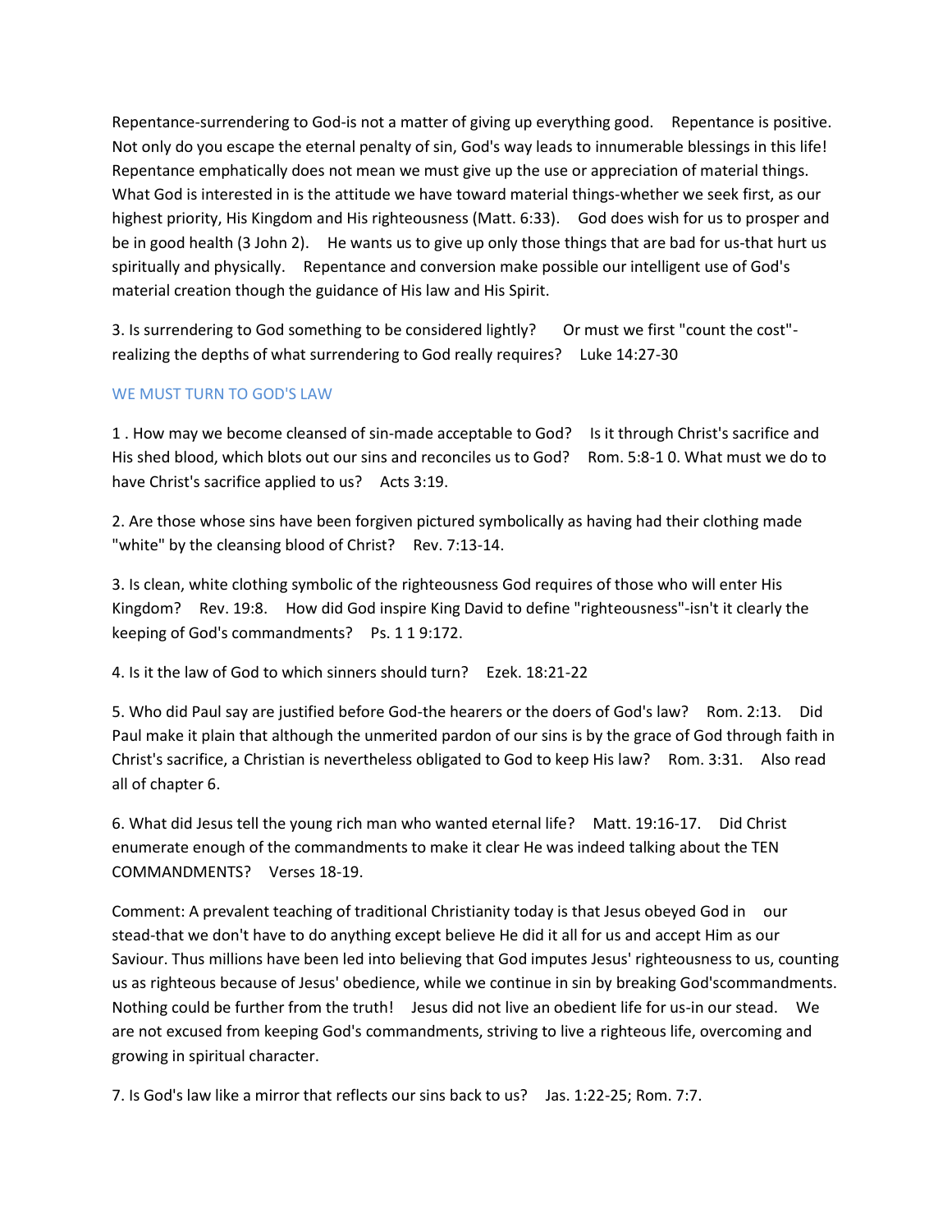Repentance-surrendering to God-is not a matter of giving up everything good. Repentance is positive. Not only do you escape the eternal penalty of sin, God's way leads to innumerable blessings in this life! Repentance emphatically does not mean we must give up the use or appreciation of material things. What God is interested in is the attitude we have toward material things-whether we seek first, as our highest priority, His Kingdom and His righteousness (Matt. 6:33). God does wish for us to prosper and be in good health (3 John 2). He wants us to give up only those things that are bad for us-that hurt us spiritually and physically. Repentance and conversion make possible our intelligent use of God's material creation though the guidance of His law and His Spirit.

3. Is surrendering to God something to be considered lightly? Or must we first "count the cost"-realizing the depths of what surrendering to God really requires? Luke 14:27-30

## WE MUST TURN TO GOD'S LAW

1 . How may we become cleansed of sin-made acceptable to God? Is it through Christ's sacrifice and His shed blood, which blots out our sins and reconciles us to God? Rom. 5:8-1 0. What must we do to have Christ's sacrifice applied to us? Acts 3:19.

2. Are those whose sins have been forgiven pictured symbolically as having had their clothing made "white" by the cleansing blood of Christ? Rev. 7:13-14.

3. Is clean, white clothing symbolic of the righteousness God requires of those who will enter His Kingdom? Rev. 19:8. How did God inspire King David to define "righteousness"-isn't it clearly the keeping of God's commandments? Ps. 1 1 9:172.

4. Is it the law of God to which sinners should turn? Ezek. 18:21-22

5. Who did Paul say are justified before God-the hearers or the doers of God's law? Rom. 2:13. Did Paul make it plain that although the unmerited pardon of our sins is by the grace of God through faith in Christ's sacrifice, a Christian is nevertheless obligated to God to keep His law? Rom. 3:31. Also read all of chapter 6.

6. What did Jesus tell the young rich man who wanted eternal life? Matt. 19:16-17. Did Christ enumerate enough of the commandments to make it clear He was indeed talking about the TEN COMMANDMENTS? Verses 18-19.

Comment: A prevalent teaching of traditional Christianity today is that Jesus obeyed God in our stead-that we don't have to do anything except believe He did it all for us and accept Him as our Saviour. Thus millions have been led into believing that God imputes Jesus' righteousness to us, counting us as righteous because of Jesus' obedience, while we continue in sin by breaking God'scommandments. Nothing could be further from the truth! Jesus did not live an obedient life for us-in our stead. We are not excused from keeping God's commandments, striving to live a righteous life, overcoming and growing in spiritual character.

7. Is God's law like a mirror that reflects our sins back to us? Jas. 1:22-25; Rom. 7:7.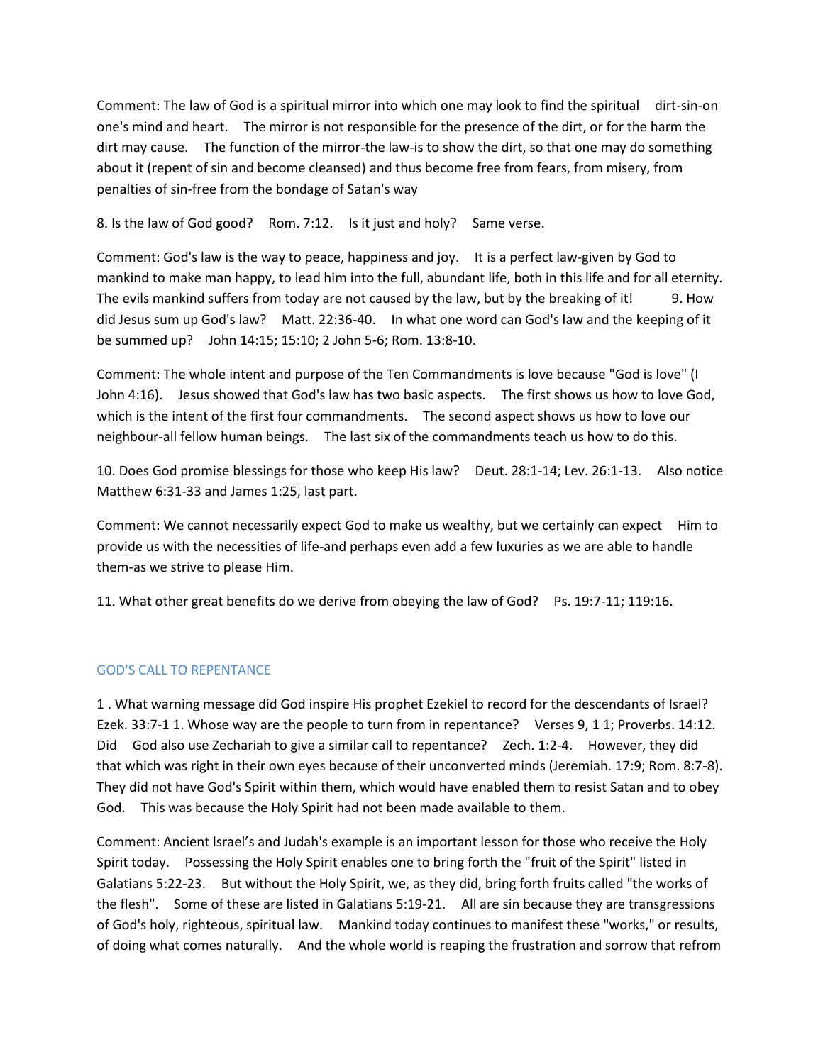Comment: The law of God is a spiritual mirror into which one may look to find the spiritual dirt-sin-on one's mind and heart. The mirror is not responsible for the presence of the dirt, or for the harm the dirt may cause. The function of the mirror-the law-is to show the dirt, so that one may do something about it (repent of sin and become cleansed) and thus become free from fears, from misery, from penalties of sin-free from the bondage of Satan's way

8. Is the law of God good? Rom. 7:12. Is it just and holy? Same verse.

Comment: God's law is the way to peace, happiness and joy. It is a perfect law-given by God to mankind to make man happy, to lead him into the full, abundant life, both in this life and for all eternity. The evils mankind suffers from today are not caused by the law, but by the breaking of it! 9. How did Jesus sum up God's law? Matt. 22:36-40. In what one word can God's law and the keeping of it be summed up? John 14:15; 15:10; 2 John 5-6; Rom. 13:8-10.

Comment: The whole intent and purpose of the Ten Commandments is love because "God is love" (I John 4:16). Jesus showed that God's law has two basic aspects. The first shows us how to love God, which is the intent of the first four commandments. The second aspect shows us how to love our neighbour-all fellow human beings. The last six of the commandments teach us how to do this.

10. Does God promise blessings for those who keep His law? Deut. 28:1-14; Lev. 26:1-13. Also notice Matthew 6:31-33 and James 1:25, last part.

Comment: We cannot necessarily expect God to make us wealthy, but we certainly can expect Him to provide us with the necessities of life-and perhaps even add a few luxuries as we are able to handle them-as we strive to please Him.

11. What other great benefits do we derive from obeying the law of God? Ps. 19:7-11; 119:16.

## GOD'S CALL TO REPENTANCE

1 . What warning message did God inspire His prophet Ezekiel to record for the descendants of Israel? Ezek. 33:7-1 1. Whose way are the people to turn from in repentance? Verses 9, 1 1; Proverbs. 14:12. Did God also use Zechariah to give a similar call to repentance? Zech. 1:2-4. However, they did that which was right in their own eyes because of their unconverted minds (Jeremiah. 17:9; Rom. 8:7-8). They did not have God's Spirit within them, which would have enabled them to resist Satan and to obey God. This was because the Holy Spirit had not been made available to them.

Comment: Ancient lsrael's and Judah's example is an important lesson for those who receive the Holy Spirit today. Possessing the Holy Spirit enables one to bring forth the "fruit of the Spirit" listed in Galatians 5:22-23. But without the Holy Spirit, we, as they did, bring forth fruits called "the works of the flesh". Some of these are listed in Galatians 5:19-21. All are sin because they are transgressions of God's holy, righteous, spiritual law. Mankind today continues to manifest these "works," or results, of doing what comes naturally. And the whole world is reaping the frustration and sorrow that refrom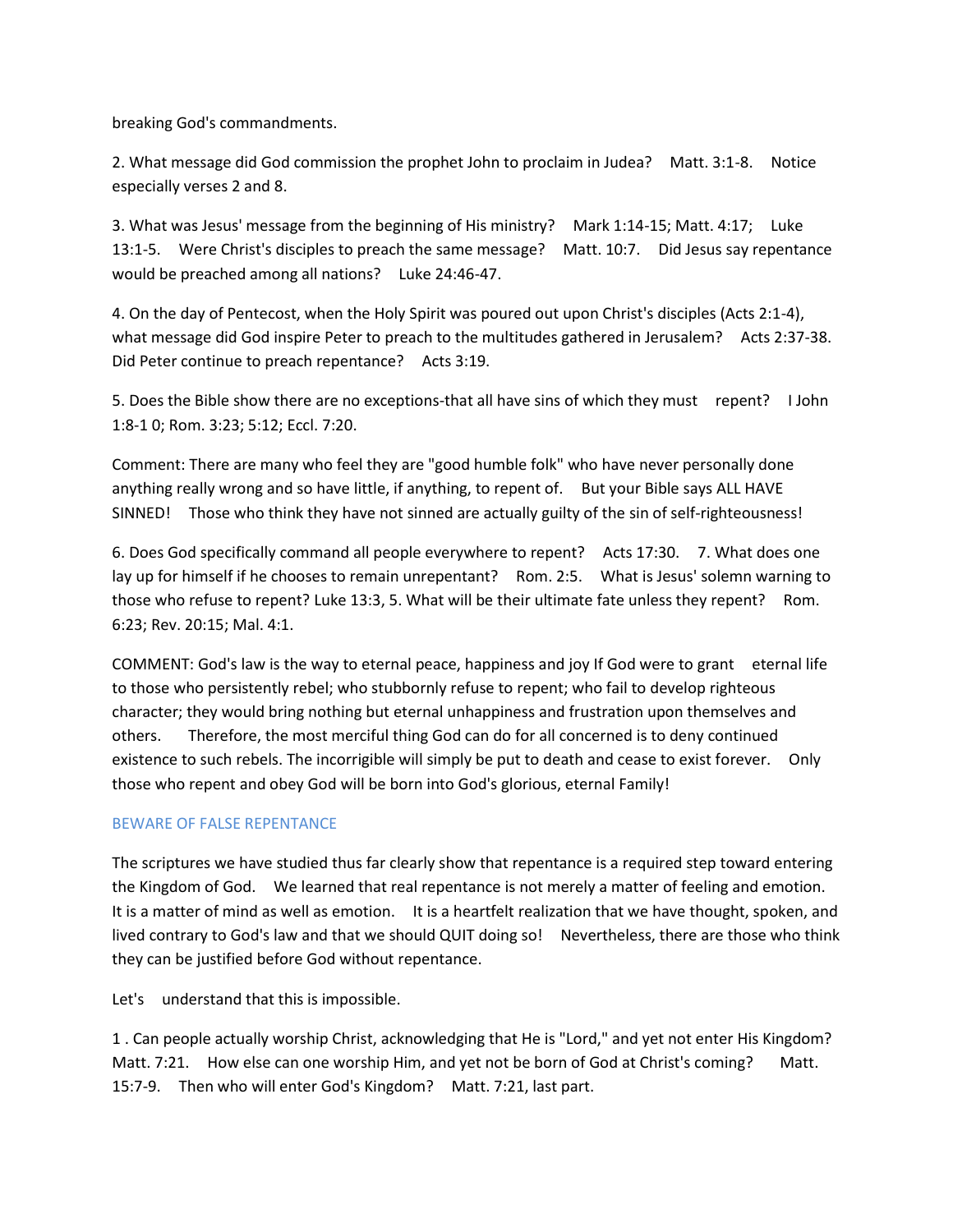breaking God's commandments.

2. What message did God commission the prophet John to proclaim in Judea? Matt. 3:1-8. Notice especially verses 2 and 8.

3. What was Jesus' message from the beginning of His ministry? Mark 1:14-15; Matt. 4:17; Luke 13:1-5. Were Christ's disciples to preach the same message? Matt. 10:7. Did Jesus say repentance would be preached among all nations? Luke 24:46-47.

4. On the day of Pentecost, when the Holy Spirit was poured out upon Christ's disciples (Acts 2:1-4), what message did God inspire Peter to preach to the multitudes gathered in Jerusalem? Acts 2:37-38. Did Peter continue to preach repentance? Acts 3:19.

5. Does the Bible show there are no exceptions-that all have sins of which they must repent? I John 1:8-1 0; Rom. 3:23; 5:12; Eccl. 7:20.

Comment: There are many who feel they are "good humble folk" who have never personally done anything really wrong and so have little, if anything, to repent of. But your Bible says ALL HAVE SINNED! Those who think they have not sinned are actually guilty of the sin of self-righteousness!

6. Does God specifically command all people everywhere to repent? Acts 17:30. 7. What does one lay up for himself if he chooses to remain unrepentant? Rom. 2:5. What is Jesus' solemn warning to those who refuse to repent? Luke 13:3, 5. What will be their ultimate fate unless they repent? Rom. 6:23; Rev. 20:15; Mal. 4:1.

COMMENT: God's law is the way to eternal peace, happiness and joy If God were to grant eternal life to those who persistently rebel; who stubbornly refuse to repent; who fail to develop righteous character; they would bring nothing but eternal unhappiness and frustration upon themselves and others. Therefore, the most merciful thing God can do for all concerned is to deny continued existence to such rebels. The incorrigible will simply be put to death and cease to exist forever. Only those who repent and obey God will be born into God's glorious, eternal Family!

## BEWARE OF FALSE REPENTANCE

The scriptures we have studied thus far clearly show that repentance is a required step toward entering the Kingdom of God. We learned that real repentance is not merely a matter of feeling and emotion. It is a matter of mind as well as emotion. It is a heartfelt realization that we have thought, spoken, and lived contrary to God's law and that we should QUIT doing so! Nevertheless, there are those who think they can be justified before God without repentance.

Let's understand that this is impossible.

1 . Can people actually worship Christ, acknowledging that He is "Lord," and yet not enter His Kingdom? Matt. 7:21. How else can one worship Him, and yet not be born of God at Christ's coming? Matt. 15:7-9. Then who will enter God's Kingdom? Matt. 7:21, last part.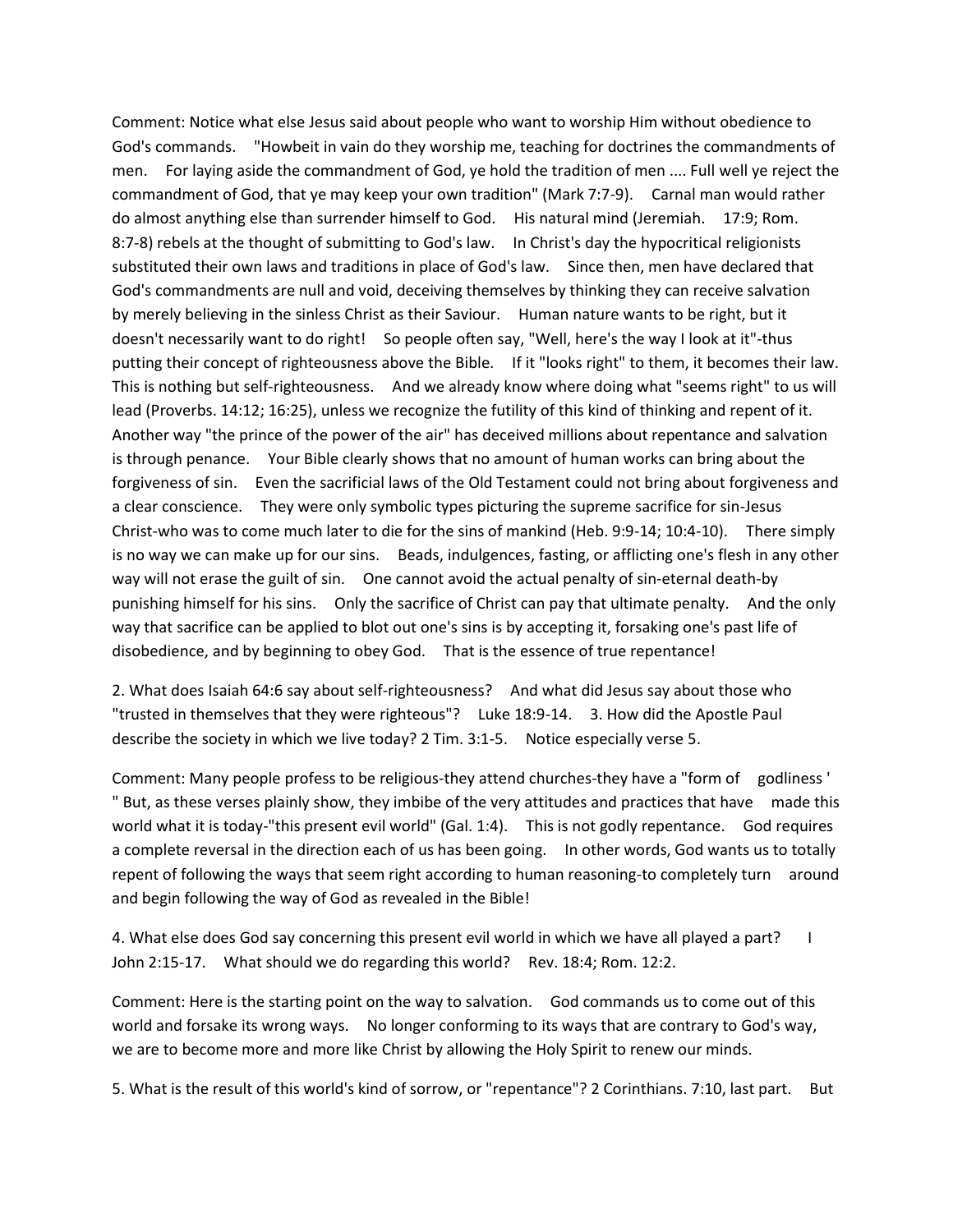Comment: Notice what else Jesus said about people who want to worship Him without obedience to God's commands. "Howbeit in vain do they worship me, teaching for doctrines the commandments of men. For laying aside the commandment of God, ye hold the tradition of men .... Full well ye reject the commandment of God, that ye may keep your own tradition" (Mark 7:7-9). Carnal man would rather do almost anything else than surrender himself to God. His natural mind (Jeremiah. 17:9; Rom. 8:7-8) rebels at the thought of submitting to God's law. In Christ's day the hypocritical religionists substituted their own laws and traditions in place of God's law. Since then, men have declared that God's commandments are null and void, deceiving themselves by thinking they can receive salvation by merely believing in the sinless Christ as their Saviour. Human nature wants to be right, but it doesn't necessarily want to do right! So people often say, "Well, here's the way I look at it"-thus putting their concept of righteousness above the Bible. If it "looks right" to them, it becomes their law. This is nothing but self-righteousness. And we already know where doing what "seems right" to us will lead (Proverbs. 14:12; 16:25), unless we recognize the futility of this kind of thinking and repent of it. Another way "the prince of the power of the air" has deceived millions about repentance and salvation is through penance. Your Bible clearly shows that no amount of human works can bring about the forgiveness of sin. Even the sacrificial laws of the Old Testament could not bring about forgiveness and a clear conscience. They were only symbolic types picturing the supreme sacrifice for sin-Jesus Christ-who was to come much later to die for the sins of mankind (Heb. 9:9-14; 10:4-10). There simply is no way we can make up for our sins. Beads, indulgences, fasting, or afflicting one's flesh in any other way will not erase the guilt of sin. One cannot avoid the actual penalty of sin-eternal death-by punishing himself for his sins. Only the sacrifice of Christ can pay that ultimate penalty. And the only way that sacrifice can be applied to blot out one's sins is by accepting it, forsaking one's past life of disobedience, and by beginning to obey God. That is the essence of true repentance!

2. What does Isaiah 64:6 say about self-righteousness? And what did Jesus say about those who "trusted in themselves that they were righteous"? Luke 18:9-14. 3. How did the Apostle Paul describe the society in which we live today? 2 Tim. 3:1-5. Notice especially verse 5.

Comment: Many people profess to be religious-they attend churches-they have a "form of godliness ' " But, as these verses plainly show, they imbibe of the very attitudes and practices that have made this world what it is today-"this present evil world" (Gal. 1:4). This is not godly repentance. God requires a complete reversal in the direction each of us has been going. In other words, God wants us to totally repent of following the ways that seem right according to human reasoning-to completely turn around and begin following the way of God as revealed in the Bible!

4. What else does God say concerning this present evil world in which we have all played a part? I John 2:15-17. What should we do regarding this world? Rev. 18:4; Rom. 12:2.

Comment: Here is the starting point on the way to salvation. God commands us to come out of this world and forsake its wrong ways. No longer conforming to its ways that are contrary to God's way, we are to become more and more like Christ by allowing the Holy Spirit to renew our minds.

5. What is the result of this world's kind of sorrow, or "repentance"? 2 Corinthians. 7:10, last part. But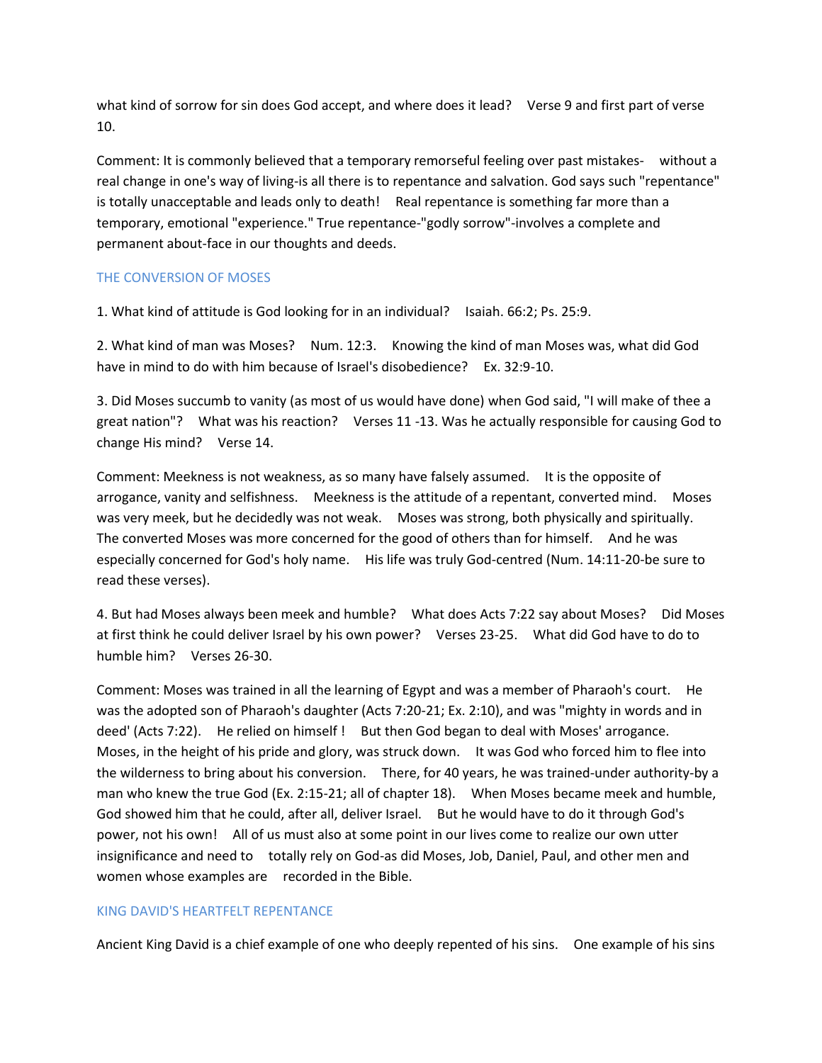what kind of sorrow for sin does God accept, and where does it lead? Verse 9 and first part of verse 10.

Comment: It is commonly believed that a temporary remorseful feeling over past mistakes- without a real change in one's way of living-is all there is to repentance and salvation. God says such "repentance" is totally unacceptable and leads only to death! Real repentance is something far more than a temporary, emotional "experience." True repentance-"godly sorrow"-involves a complete and permanent about-face in our thoughts and deeds.

## THE CONVERSION OF MOSES

1. What kind of attitude is God looking for in an individual? Isaiah. 66:2; Ps. 25:9.

2. What kind of man was Moses? Num. 12:3. Knowing the kind of man Moses was, what did God have in mind to do with him because of Israel's disobedience? Ex. 32:9-10.

3. Did Moses succumb to vanity (as most of us would have done) when God said, "I will make of thee a great nation"? What was his reaction? Verses 11 -13. Was he actually responsible for causing God to change His mind? Verse 14.

Comment: Meekness is not weakness, as so many have falsely assumed. It is the opposite of arrogance, vanity and selfishness. Meekness is the attitude of a repentant, converted mind. Moses was very meek, but he decidedly was not weak. Moses was strong, both physically and spiritually. The converted Moses was more concerned for the good of others than for himself. And he was especially concerned for God's holy name. His life was truly God-centred (Num. 14:11-20-be sure to read these verses).

4. But had Moses always been meek and humble? What does Acts 7:22 say about Moses? Did Moses at first think he could deliver Israel by his own power? Verses 23-25. What did God have to do to humble him? Verses 26-30.

Comment: Moses was trained in all the learning of Egypt and was a member of Pharaoh's court. He was the adopted son of Pharaoh's daughter (Acts 7:20-21; Ex. 2:10), and was "mighty in words and in deed' (Acts 7:22). He relied on himself ! But then God began to deal with Moses' arrogance. Moses, in the height of his pride and glory, was struck down. It was God who forced him to flee into the wilderness to bring about his conversion. There, for 40 years, he was trained-under authority-by a man who knew the true God (Ex. 2:15-21; all of chapter 18). When Moses became meek and humble, God showed him that he could, after all, deliver Israel. But he would have to do it through God's power, not his own! All of us must also at some point in our lives come to realize our own utter insignificance and need to totally rely on God-as did Moses, Job, Daniel, Paul, and other men and women whose examples are recorded in the Bible.

## KING DAVID'S HEARTFELT REPENTANCE

Ancient King David is a chief example of one who deeply repented of his sins. One example of his sins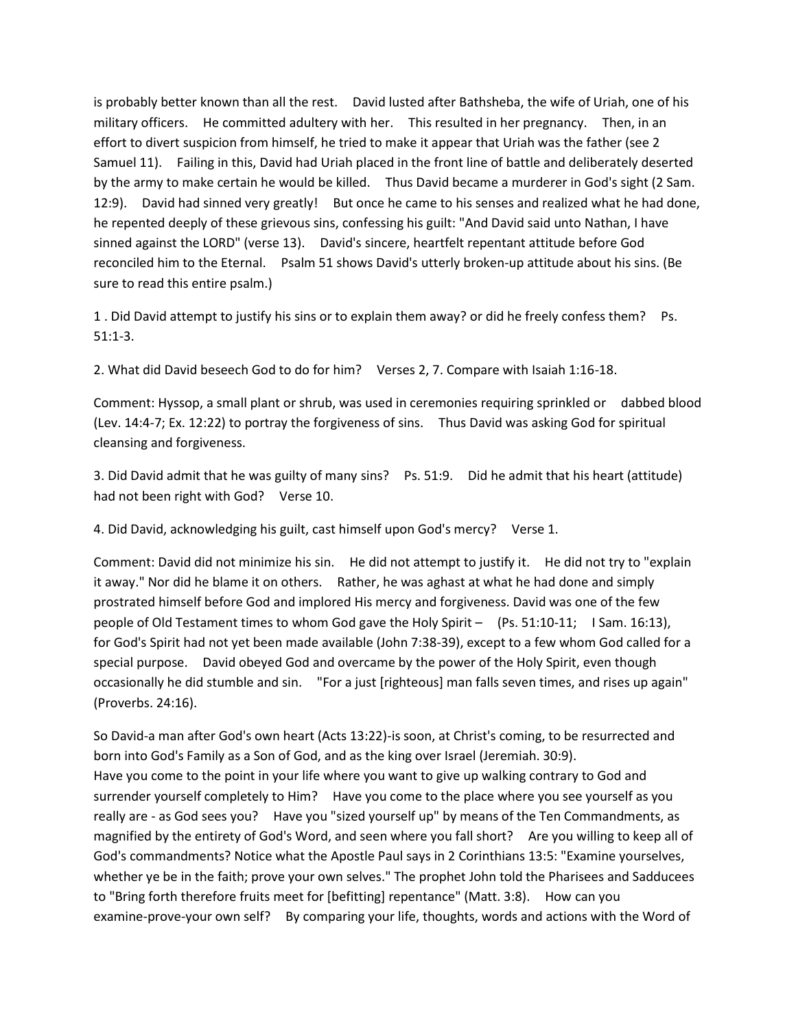is probably better known than all the rest. David lusted after Bathsheba, the wife of Uriah, one of his military officers. He committed adultery with her. This resulted in her pregnancy. Then, in an effort to divert suspicion from himself, he tried to make it appear that Uriah was the father (see 2 Samuel 11). Failing in this, David had Uriah placed in the front line of battle and deliberately deserted by the army to make certain he would be killed. Thus David became a murderer in God's sight (2 Sam. 12:9). David had sinned very greatly! But once he came to his senses and realized what he had done, he repented deeply of these grievous sins, confessing his guilt: "And David said unto Nathan, I have sinned against the LORD" (verse 13). David's sincere, heartfelt repentant attitude before God reconciled him to the Eternal. Psalm 51 shows David's utterly broken-up attitude about his sins. (Be sure to read this entire psalm.)

1 . Did David attempt to justify his sins or to explain them away? or did he freely confess them? Ps. 51:1-3.

2. What did David beseech God to do for him? Verses 2, 7. Compare with Isaiah 1:16-18.

Comment: Hyssop, a small plant or shrub, was used in ceremonies requiring sprinkled or dabbed blood (Lev. 14:4-7; Ex. 12:22) to portray the forgiveness of sins. Thus David was asking God for spiritual cleansing and forgiveness.

3. Did David admit that he was guilty of many sins? Ps. 51:9. Did he admit that his heart (attitude) had not been right with God? Verse 10.

4. Did David, acknowledging his guilt, cast himself upon God's mercy? Verse 1.

Comment: David did not minimize his sin. He did not attempt to justify it. He did not try to "explain it away." Nor did he blame it on others. Rather, he was aghast at what he had done and simply prostrated himself before God and implored His mercy and forgiveness. David was one of the few people of Old Testament times to whom God gave the Holy Spirit – (Ps. 51:10-11; I Sam. 16:13), for God's Spirit had not yet been made available (John 7:38-39), except to a few whom God called for a special purpose. David obeyed God and overcame by the power of the Holy Spirit, even though occasionally he did stumble and sin. "For a just [righteous] man falls seven times, and rises up again" (Proverbs. 24:16).

So David-a man after God's own heart (Acts 13:22)-is soon, at Christ's coming, to be resurrected and born into God's Family as a Son of God, and as the king over Israel (Jeremiah. 30:9).
Have you come to the point in your life where you want to give up walking contrary to God and surrender yourself completely to Him? Have you come to the place where you see yourself as you really are - as God sees you? Have you "sized yourself up" by means of the Ten Commandments, as magnified by the entirety of God's Word, and seen where you fall short? Are you willing to keep all of God's commandments? Notice what the Apostle Paul says in 2 Corinthians 13:5: "Examine yourselves, whether ye be in the faith; prove your own selves." The prophet John told the Pharisees and Sadducees to "Bring forth therefore fruits meet for [befitting] repentance" (Matt. 3:8). How can you examine-prove-your own self? By comparing your life, thoughts, words and actions with the Word of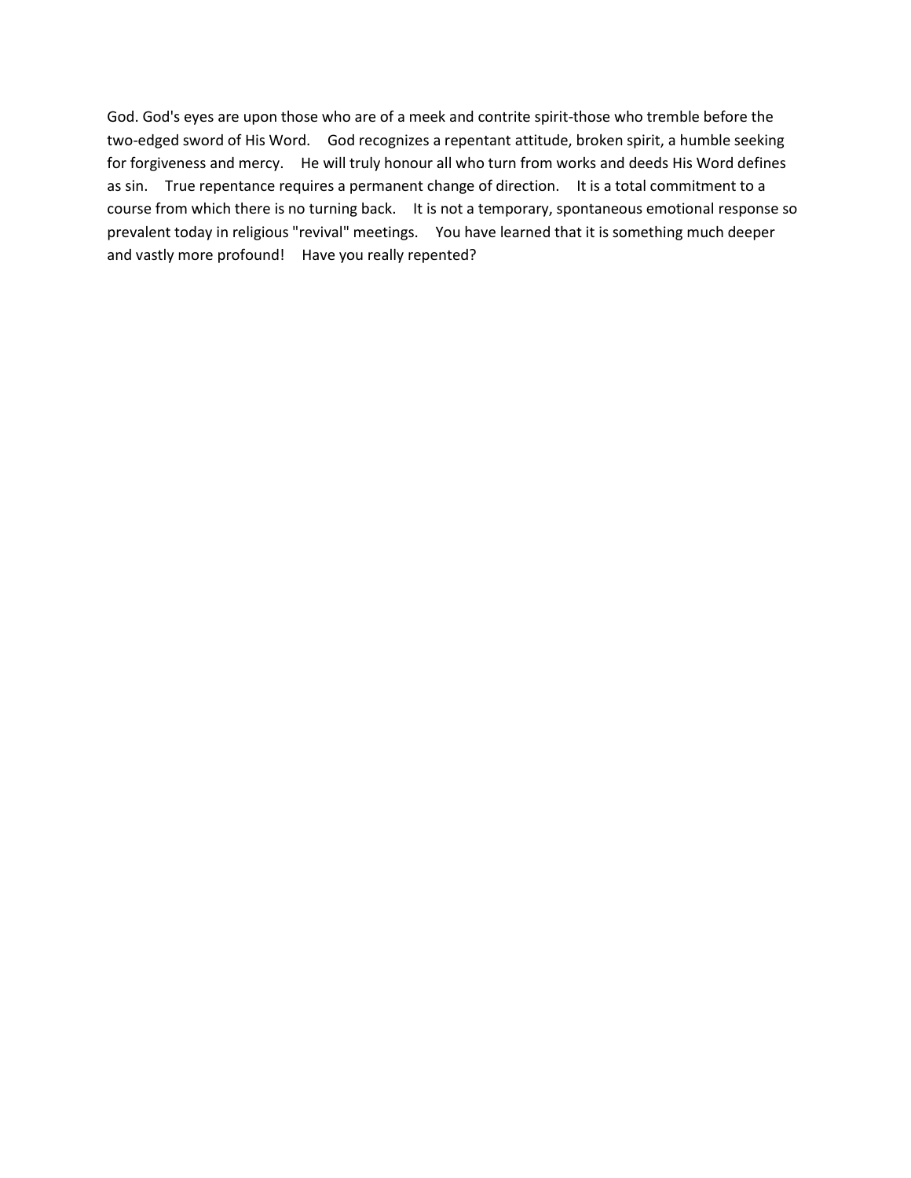God. God's eyes are upon those who are of a meek and contrite spirit-those who tremble before the two-edged sword of His Word. God recognizes a repentant attitude, broken spirit, a humble seeking for forgiveness and mercy. He will truly honour all who turn from works and deeds His Word defines as sin. True repentance requires a permanent change of direction. It is a total commitment to a course from which there is no turning back. It is not a temporary, spontaneous emotional response so prevalent today in religious "revival" meetings. You have learned that it is something much deeper and vastly more profound! Have you really repented?